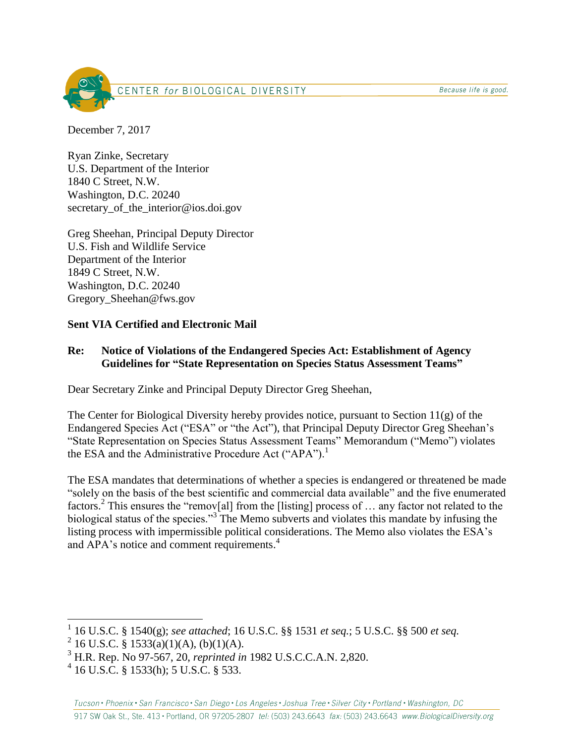CENTER for BIOLOGICAL DIVERSITY

*Because life is good.*

December 7, 2017

Ryan Zinke, Secretary
U.S. Department of the Interior
1840 C Street, N.W.
Washington, D.C. 20240
secretary_of_the_interior@ios.doi.gov

Greg Sheehan, Principal Deputy Director
U.S. Fish and Wildlife Service
Department of the Interior
1849 C Street, N.W.
Washington, D.C. 20240
Gregory_Sheehan@fws.gov

**Sent VIA Certified and Electronic Mail**

**Re: Notice of Violations of the Endangered Species Act: Establishment of Agency Guidelines for "State Representation on Species Status Assessment Teams"**

Dear Secretary Zinke and Principal Deputy Director Greg Sheehan,

The Center for Biological Diversity hereby provides notice, pursuant to Section 11(g) of the Endangered Species Act ("ESA" or "the Act"), that Principal Deputy Director Greg Sheehan's "State Representation on Species Status Assessment Teams" Memorandum ("Memo") violates the ESA and the Administrative Procedure Act ("APA").[1]

The ESA mandates that determinations of whether a species is endangered or threatened be made "solely on the basis of the best scientific and commercial data available" and the five enumerated factors.[2] This ensures the "remov[al] from the [listing] process of … any factor not related to the biological status of the species."[3] The Memo subverts and violates this mandate by infusing the listing process with impermissible political considerations. The Memo also violates the ESA's and APA's notice and comment requirements.[4]

---

[1] 16 U.S.C. § 1540(g); *see attached*; 16 U.S.C. §§ 1531 *et seq.*; 5 U.S.C. §§ 500 *et seq.*

[2] 16 U.S.C. § 1533(a)(1)(A), (b)(1)(A).

[3] H.R. Rep. No 97-567, 20, *reprinted in* 1982 U.S.C.C.A.N. 2,820.

[4] 16 U.S.C. § 1533(h); 5 U.S.C. § 533.

*Tucson • Phoenix • San Francisco • San Diego • Los Angeles • Joshua Tree • Silver City • Portland • Washington, DC*

917 SW Oak St., Ste. 413 • Portland, OR 97205-2807 *tel:* (503) 243.6643 *fax:* (503) 243.6643 www.BiologicalDiversity.org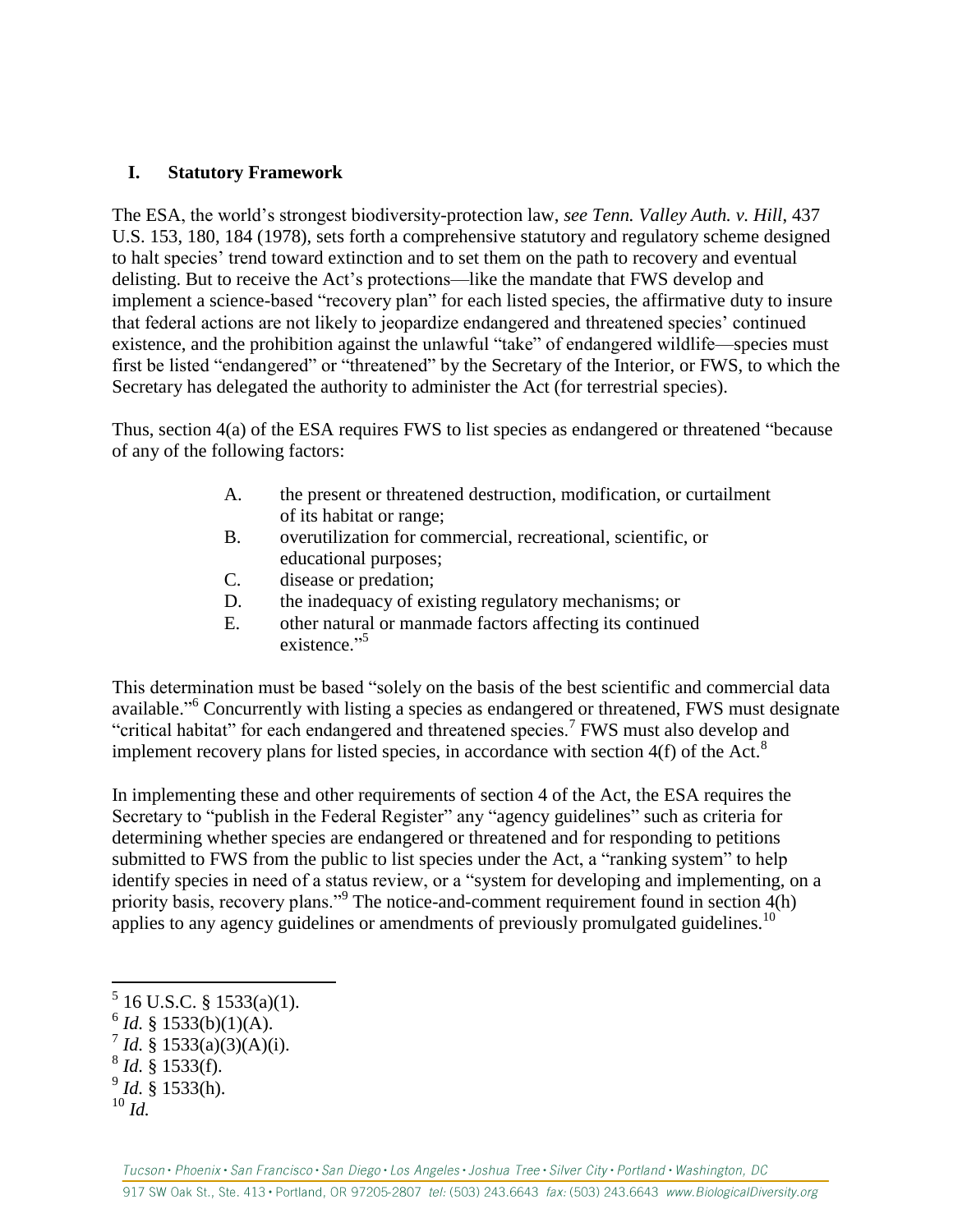## I. Statutory Framework

The ESA, the world's strongest biodiversity-protection law, *see Tenn. Valley Auth. v. Hill*, 437 U.S. 153, 180, 184 (1978), sets forth a comprehensive statutory and regulatory scheme designed to halt species' trend toward extinction and to set them on the path to recovery and eventual delisting. But to receive the Act's protections—like the mandate that FWS develop and implement a science-based "recovery plan" for each listed species, the affirmative duty to insure that federal actions are not likely to jeopardize endangered and threatened species' continued existence, and the prohibition against the unlawful "take" of endangered wildlife—species must first be listed "endangered" or "threatened" by the Secretary of the Interior, or FWS, to which the Secretary has delegated the authority to administer the Act (for terrestrial species).

Thus, section 4(a) of the ESA requires FWS to list species as endangered or threatened "because of any of the following factors:

> A. the present or threatened destruction, modification, or curtailment of its habitat or range;
> B. overutilization for commercial, recreational, scientific, or educational purposes;
> C. disease or predation;
> D. the inadequacy of existing regulatory mechanisms; or
> E. other natural or manmade factors affecting its continued existence."[5]

This determination must be based "solely on the basis of the best scientific and commercial data available."[6] Concurrently with listing a species as endangered or threatened, FWS must designate "critical habitat" for each endangered and threatened species.[7] FWS must also develop and implement recovery plans for listed species, in accordance with section 4(f) of the Act.[8]

In implementing these and other requirements of section 4 of the Act, the ESA requires the Secretary to "publish in the Federal Register" any "agency guidelines" such as criteria for determining whether species are endangered or threatened and for responding to petitions submitted to FWS from the public to list species under the Act, a "ranking system" to help identify species in need of a status review, or a "system for developing and implementing, on a priority basis, recovery plans."[9] The notice-and-comment requirement found in section 4(h) applies to any agency guidelines or amendments of previously promulgated guidelines.[10]

---

[5] 16 U.S.C. § 1533(a)(1).
[6] *Id.* § 1533(b)(1)(A).
[7] *Id.* § 1533(a)(3)(A)(i).
[8] *Id.* § 1533(f).
[9] *Id.* § 1533(h).
[10] *Id.*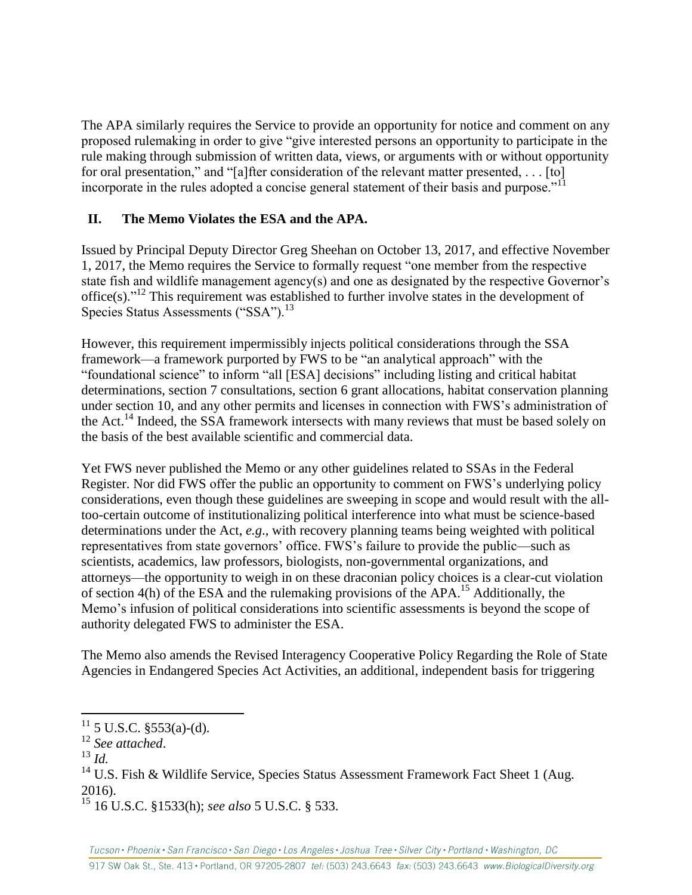The APA similarly requires the Service to provide an opportunity for notice and comment on any proposed rulemaking in order to give "give interested persons an opportunity to participate in the rule making through submission of written data, views, or arguments with or without opportunity for oral presentation," and "[a]fter consideration of the relevant matter presented, . . . [to] incorporate in the rules adopted a concise general statement of their basis and purpose."[11]

## II. The Memo Violates the ESA and the APA.

Issued by Principal Deputy Director Greg Sheehan on October 13, 2017, and effective November 1, 2017, the Memo requires the Service to formally request "one member from the respective state fish and wildlife management agency(s) and one as designated by the respective Governor's office(s)."[12] This requirement was established to further involve states in the development of Species Status Assessments ("SSA").[13]

However, this requirement impermissibly injects political considerations through the SSA framework—a framework purported by FWS to be "an analytical approach" with the "foundational science" to inform "all [ESA] decisions" including listing and critical habitat determinations, section 7 consultations, section 6 grant allocations, habitat conservation planning under section 10, and any other permits and licenses in connection with FWS's administration of the Act.[14] Indeed, the SSA framework intersects with many reviews that must be based solely on the basis of the best available scientific and commercial data.

Yet FWS never published the Memo or any other guidelines related to SSAs in the Federal Register. Nor did FWS offer the public an opportunity to comment on FWS's underlying policy considerations, even though these guidelines are sweeping in scope and would result with the all-too-certain outcome of institutionalizing political interference into what must be science-based determinations under the Act, *e.g.*, with recovery planning teams being weighted with political representatives from state governors' office. FWS's failure to provide the public—such as scientists, academics, law professors, biologists, non-governmental organizations, and attorneys—the opportunity to weigh in on these draconian policy choices is a clear-cut violation of section 4(h) of the ESA and the rulemaking provisions of the APA.[15] Additionally, the Memo's infusion of political considerations into scientific assessments is beyond the scope of authority delegated FWS to administer the ESA.

The Memo also amends the Revised Interagency Cooperative Policy Regarding the Role of State Agencies in Endangered Species Act Activities, an additional, independent basis for triggering

---

[11] 5 U.S.C. §553(a)-(d).

[12] *See attached*.

[13] *Id.*

[14] U.S. Fish & Wildlife Service, Species Status Assessment Framework Fact Sheet 1 (Aug. 2016).

[15] 16 U.S.C. §1533(h); *see also* 5 U.S.C. § 533.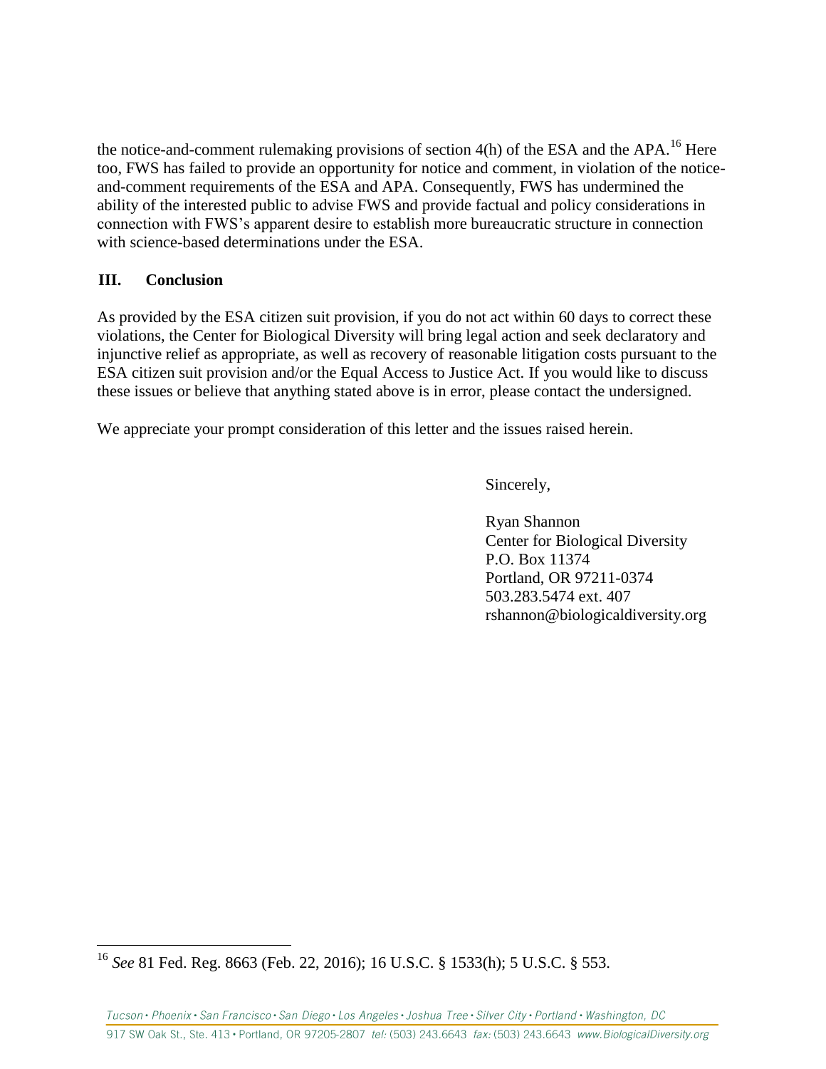the notice-and-comment rulemaking provisions of section 4(h) of the ESA and the APA.[16] Here too, FWS has failed to provide an opportunity for notice and comment, in violation of the notice-and-comment requirements of the ESA and APA. Consequently, FWS has undermined the ability of the interested public to advise FWS and provide factual and policy considerations in connection with FWS's apparent desire to establish more bureaucratic structure in connection with science-based determinations under the ESA.

## III. Conclusion

As provided by the ESA citizen suit provision, if you do not act within 60 days to correct these violations, the Center for Biological Diversity will bring legal action and seek declaratory and injunctive relief as appropriate, as well as recovery of reasonable litigation costs pursuant to the ESA citizen suit provision and/or the Equal Access to Justice Act. If you would like to discuss these issues or believe that anything stated above is in error, please contact the undersigned.

We appreciate your prompt consideration of this letter and the issues raised herein.

Sincerely,

Ryan Shannon
Center for Biological Diversity
P.O. Box 11374
Portland, OR 97211-0374
503.283.5474 ext. 407
rshannon@biologicaldiversity.org

[16] *See* 81 Fed. Reg. 8663 (Feb. 22, 2016); 16 U.S.C. § 1533(h); 5 U.S.C. § 553.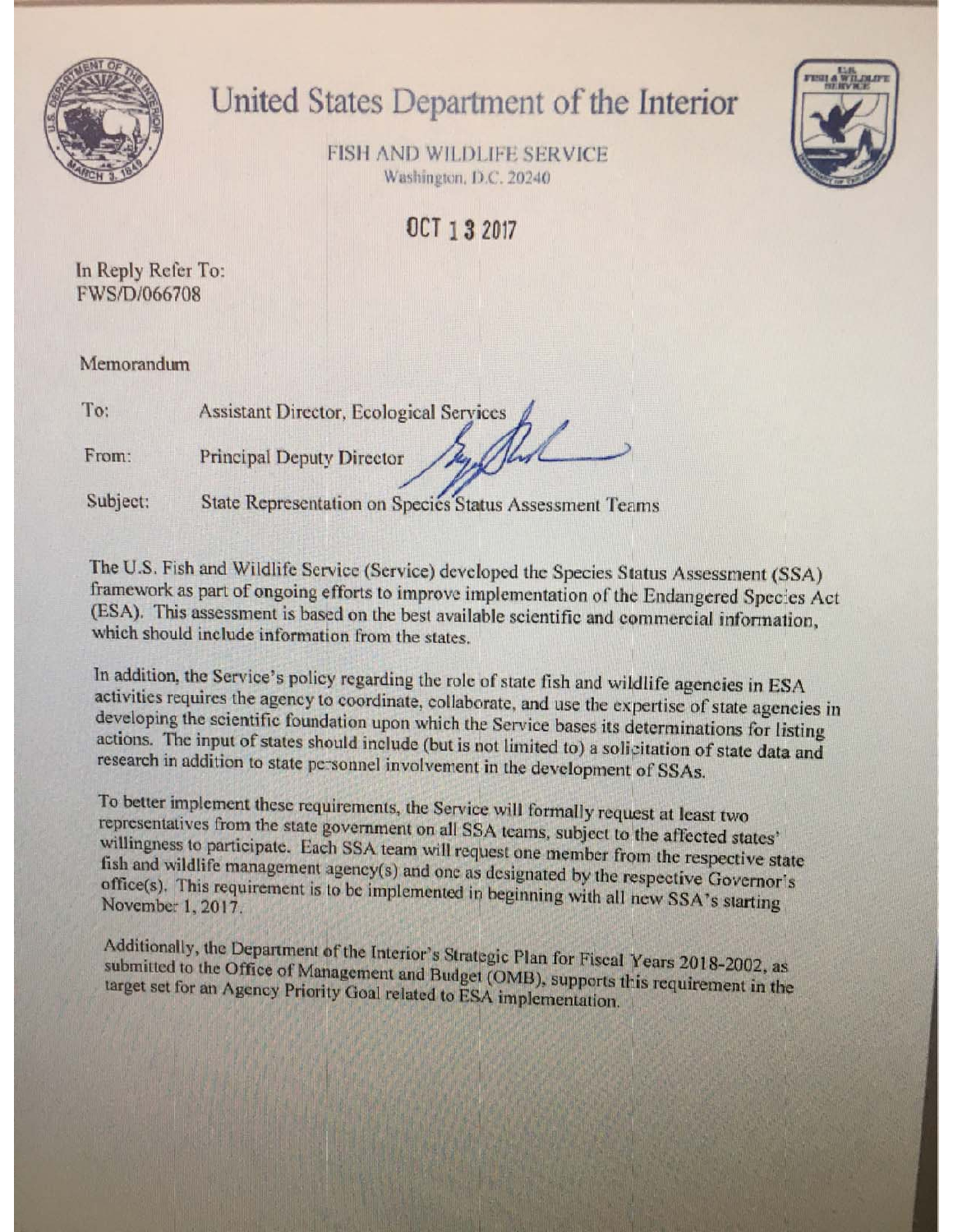# United States Department of the Interior

FISH AND WILDLIFE SERVICE
Washington, D.C. 20240

OCT 13 2017

In Reply Refer To:
FWS/D/066708

Memorandum

To: Assistant Director, Ecological Services

From: Principal Deputy Director

Subject: State Representation on Species Status Assessment Teams

The U.S. Fish and Wildlife Service (Service) developed the Species Status Assessment (SSA) framework as part of ongoing efforts to improve implementation of the Endangered Species Act (ESA). This assessment is based on the best available scientific and commercial information, which should include information from the states.

In addition, the Service's policy regarding the role of state fish and wildlife agencies in ESA activities requires the agency to coordinate, collaborate, and use the expertise of state agencies in developing the scientific foundation upon which the Service bases its determinations for listing actions. The input of states should include (but is not limited to) a solicitation of state data and research in addition to state personnel involvement in the development of SSAs.

To better implement these requirements, the Service will formally request at least two representatives from the state government on all SSA teams, subject to the affected states' willingness to participate. Each SSA team will request one member from the respective state fish and wildlife management agency(s) and one as designated by the respective Governor's office(s). This requirement is to be implemented in beginning with all new SSA's starting November 1, 2017.

Additionally, the Department of the Interior's Strategic Plan for Fiscal Years 2018-2002, as submitted to the Office of Management and Budget (OMB), supports this requirement in the target set for an Agency Priority Goal related to ESA implementation.